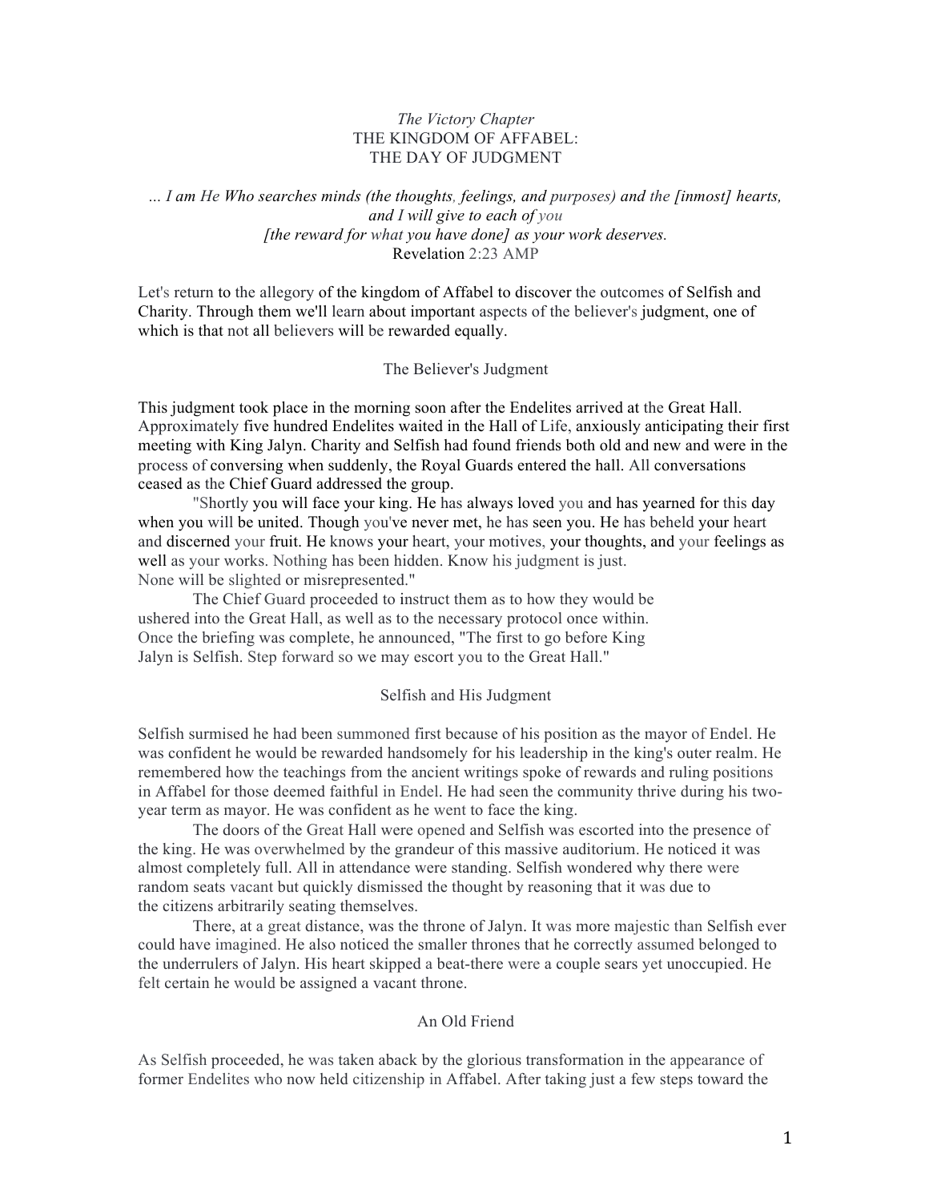*The Victory Chapter*

# THE KINGDOM OF AFFABEL: THE DAY OF JUDGMENT

*... I am He Who searches minds (the thoughts, feelings, and purposes) and the [inmost] hearts, and I will give to each of you [the reward for what you have done] as your work deserves.*
Revelation 2:23 AMP

Let's return to the allegory of the kingdom of Affabel to discover the outcomes of Selfish and Charity. Through them we'll learn about important aspects of the believer's judgment, one of which is that not all believers will be rewarded equally.

## The Believer's Judgment

This judgment took place in the morning soon after the Endelites arrived at the Great Hall. Approximately five hundred Endelites waited in the Hall of Life, anxiously anticipating their first meeting with King Jalyn. Charity and Selfish had found friends both old and new and were in the process of conversing when suddenly, the Royal Guards entered the hall. All conversations ceased as the Chief Guard addressed the group.

"Shortly you will face your king. He has always loved you and has yearned for this day when you will be united. Though you've never met, he has seen you. He has beheld your heart and discerned your fruit. He knows your heart, your motives, your thoughts, and your feelings as well as your works. Nothing has been hidden. Know his judgment is just. None will be slighted or misrepresented."

The Chief Guard proceeded to instruct them as to how they would be ushered into the Great Hall, as well as to the necessary protocol once within. Once the briefing was complete, he announced, "The first to go before King Jalyn is Selfish. Step forward so we may escort you to the Great Hall."

## Selfish and His Judgment

Selfish surmised he had been summoned first because of his position as the mayor of Endel. He was confident he would be rewarded handsomely for his leadership in the king's outer realm. He remembered how the teachings from the ancient writings spoke of rewards and ruling positions in Affabel for those deemed faithful in Endel. He had seen the community thrive during his two-year term as mayor. He was confident as he went to face the king.

The doors of the Great Hall were opened and Selfish was escorted into the presence of the king. He was overwhelmed by the grandeur of this massive auditorium. He noticed it was almost completely full. All in attendance were standing. Selfish wondered why there were random seats vacant but quickly dismissed the thought by reasoning that it was due to the citizens arbitrarily seating themselves.

There, at a great distance, was the throne of Jalyn. It was more majestic than Selfish ever could have imagined. He also noticed the smaller thrones that he correctly assumed belonged to the underrulers of Jalyn. His heart skipped a beat-there were a couple sears yet unoccupied. He felt certain he would be assigned a vacant throne.

## An Old Friend

As Selfish proceeded, he was taken aback by the glorious transformation in the appearance of former Endelites who now held citizenship in Affabel. After taking just a few steps toward the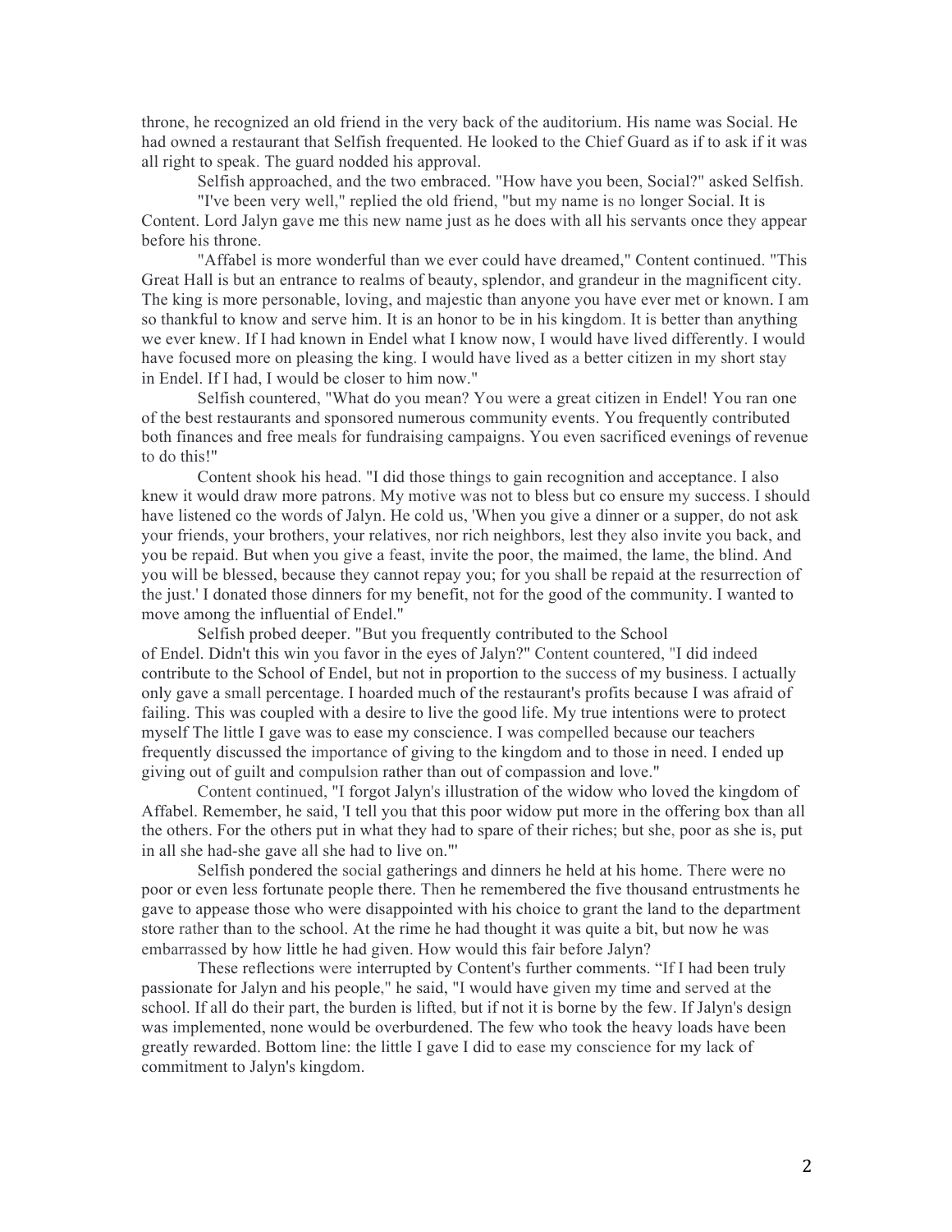throne, he recognized an old friend in the very back of the auditorium. His name was Social. He had owned a restaurant that Selfish frequented. He looked to the Chief Guard as if to ask if it was all right to speak. The guard nodded his approval.

Selfish approached, and the two embraced. "How have you been, Social?" asked Selfish.

"I've been very well," replied the old friend, "but my name is no longer Social. It is Content. Lord Jalyn gave me this new name just as he does with all his servants once they appear before his throne.

"Affabel is more wonderful than we ever could have dreamed," Content continued. "This Great Hall is but an entrance to realms of beauty, splendor, and grandeur in the magnificent city. The king is more personable, loving, and majestic than anyone you have ever met or known. I am so thankful to know and serve him. It is an honor to be in his kingdom. It is better than anything we ever knew. If I had known in Endel what I know now, I would have lived differently. I would have focused more on pleasing the king. I would have lived as a better citizen in my short stay in Endel. If I had, I would be closer to him now."

Selfish countered, "What do you mean? You were a great citizen in Endel! You ran one of the best restaurants and sponsored numerous community events. You frequently contributed both finances and free meals for fundraising campaigns. You even sacrificed evenings of revenue to do this!"

Content shook his head. "I did those things to gain recognition and acceptance. I also knew it would draw more patrons. My motive was not to bless but co ensure my success. I should have listened co the words of Jalyn. He cold us, 'When you give a dinner or a supper, do not ask your friends, your brothers, your relatives, nor rich neighbors, lest they also invite you back, and you be repaid. But when you give a feast, invite the poor, the maimed, the lame, the blind. And you will be blessed, because they cannot repay you; for you shall be repaid at the resurrection of the just.' I donated those dinners for my benefit, not for the good of the community. I wanted to move among the influential of Endel."

Selfish probed deeper. "But you frequently contributed to the School of Endel. Didn't this win you favor in the eyes of Jalyn?" Content countered, "I did indeed contribute to the School of Endel, but not in proportion to the success of my business. I actually only gave a small percentage. I hoarded much of the restaurant's profits because I was afraid of failing. This was coupled with a desire to live the good life. My true intentions were to protect myself The little I gave was to ease my conscience. I was compelled because our teachers frequently discussed the importance of giving to the kingdom and to those in need. I ended up giving out of guilt and compulsion rather than out of compassion and love."

Content continued, "I forgot Jalyn's illustration of the widow who loved the kingdom of Affabel. Remember, he said, 'I tell you that this poor widow put more in the offering box than all the others. For the others put in what they had to spare of their riches; but she, poor as she is, put in all she had-she gave all she had to live on.'"

Selfish pondered the social gatherings and dinners he held at his home. There were no poor or even less fortunate people there. Then he remembered the five thousand entrustments he gave to appease those who were disappointed with his choice to grant the land to the department store rather than to the school. At the rime he had thought it was quite a bit, but now he was embarrassed by how little he had given. How would this fair before Jalyn?

These reflections were interrupted by Content's further comments. "If I had been truly passionate for Jalyn and his people," he said, "I would have given my time and served at the school. If all do their part, the burden is lifted, but if not it is borne by the few. If Jalyn's design was implemented, none would be overburdened. The few who took the heavy loads have been greatly rewarded. Bottom line: the little I gave I did to ease my conscience for my lack of commitment to Jalyn's kingdom.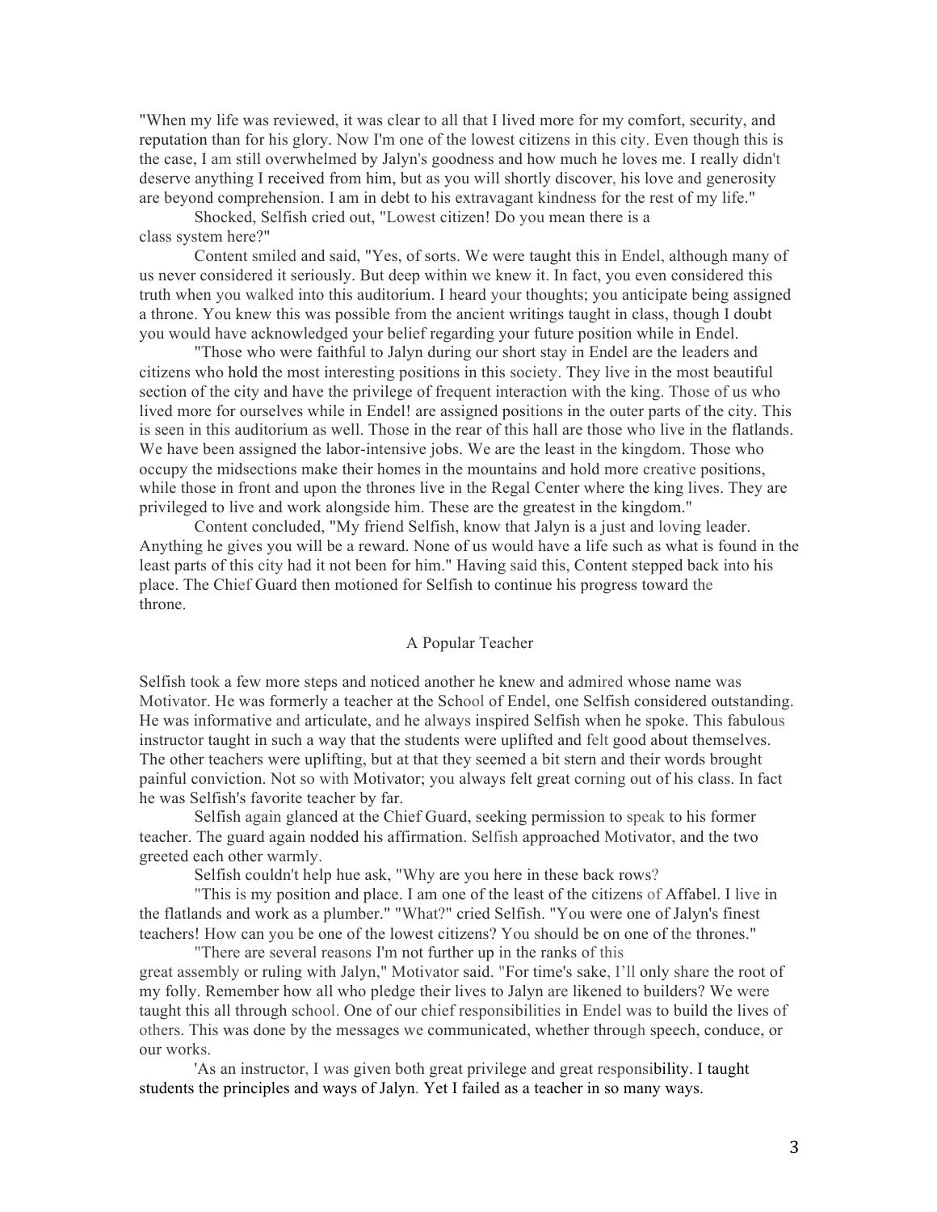"When my life was reviewed, it was clear to all that I lived more for my comfort, security, and reputation than for his glory. Now I'm one of the lowest citizens in this city. Even though this is the case, I am still overwhelmed by Jalyn's goodness and how much he loves me. I really didn't deserve anything I received from him, but as you will shortly discover, his love and generosity are beyond comprehension. I am in debt to his extravagant kindness for the rest of my life."

Shocked, Selfish cried out, "Lowest citizen! Do you mean there is a class system here?"

Content smiled and said, "Yes, of sorts. We were taught this in Endel, although many of us never considered it seriously. But deep within we knew it. In fact, you even considered this truth when you walked into this auditorium. I heard your thoughts; you anticipate being assigned a throne. You knew this was possible from the ancient writings taught in class, though I doubt you would have acknowledged your belief regarding your future position while in Endel.

"Those who were faithful to Jalyn during our short stay in Endel are the leaders and citizens who hold the most interesting positions in this society. They live in the most beautiful section of the city and have the privilege of frequent interaction with the king. Those of us who lived more for ourselves while in Endel! are assigned positions in the outer parts of the city. This is seen in this auditorium as well. Those in the rear of this hall are those who live in the flatlands. We have been assigned the labor-intensive jobs. We are the least in the kingdom. Those who occupy the midsections make their homes in the mountains and hold more creative positions, while those in front and upon the thrones live in the Regal Center where the king lives. They are privileged to live and work alongside him. These are the greatest in the kingdom."

Content concluded, "My friend Selfish, know that Jalyn is a just and loving leader. Anything he gives you will be a reward. None of us would have a life such as what is found in the least parts of this city had it not been for him." Having said this, Content stepped back into his place. The Chief Guard then motioned for Selfish to continue his progress toward the throne.

## A Popular Teacher

Selfish took a few more steps and noticed another he knew and admired whose name was Motivator. He was formerly a teacher at the School of Endel, one Selfish considered outstanding. He was informative and articulate, and he always inspired Selfish when he spoke. This fabulous instructor taught in such a way that the students were uplifted and felt good about themselves. The other teachers were uplifting, but at that they seemed a bit stern and their words brought painful conviction. Not so with Motivator; you always felt great corning out of his class. In fact he was Selfish's favorite teacher by far.

Selfish again glanced at the Chief Guard, seeking permission to speak to his former teacher. The guard again nodded his affirmation. Selfish approached Motivator, and the two greeted each other warmly.

Selfish couldn't help hue ask, "Why are you here in these back rows?

"This is my position and place. I am one of the least of the citizens of Affabel. I live in the flatlands and work as a plumber." "What?" cried Selfish. "You were one of Jalyn's finest teachers! How can you be one of the lowest citizens? You should be on one of the thrones."

"There are several reasons I'm not further up in the ranks of this great assembly or ruling with Jalyn," Motivator said. "For time's sake, I'll only share the root of my folly. Remember how all who pledge their lives to Jalyn are likened to builders? We were taught this all through school. One of our chief responsibilities in Endel was to build the lives of others. This was done by the messages we communicated, whether through speech, conduce, or our works.

'As an instructor, I was given both great privilege and great responsibility. I taught students the principles and ways of Jalyn. Yet I failed as a teacher in so many ways.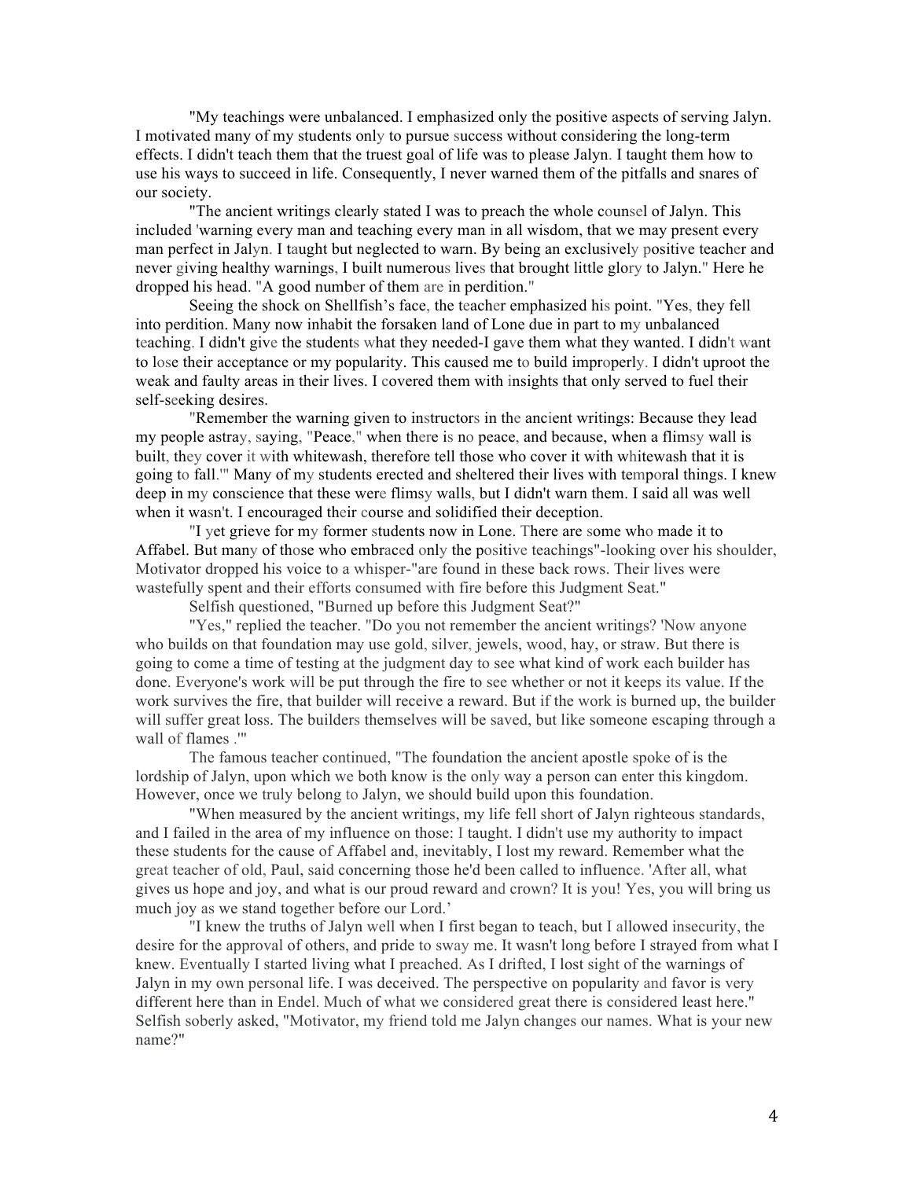"My teachings were unbalanced. I emphasized only the positive aspects of serving Jalyn. I motivated many of my students only to pursue success without considering the long-term effects. I didn't teach them that the truest goal of life was to please Jalyn. I taught them how to use his ways to succeed in life. Consequently, I never warned them of the pitfalls and snares of our society.

"The ancient writings clearly stated I was to preach the whole counsel of Jalyn. This included 'warning every man and teaching every man in all wisdom, that we may present every man perfect in Jalyn. I taught but neglected to warn. By being an exclusively positive teacher and never giving healthy warnings, I built numerous lives that brought little glory to Jalyn." Here he dropped his head. "A good number of them are in perdition."

Seeing the shock on Shellfish's face, the teacher emphasized his point. "Yes, they fell into perdition. Many now inhabit the forsaken land of Lone due in part to my unbalanced teaching. I didn't give the students what they needed-I gave them what they wanted. I didn't want to lose their acceptance or my popularity. This caused me to build improperly. I didn't uproot the weak and faulty areas in their lives. I covered them with insights that only served to fuel their self-seeking desires.

"Remember the warning given to instructors in the ancient writings: Because they lead my people astray, saying, "Peace," when there is no peace, and because, when a flimsy wall is built, they cover it with whitewash, therefore tell those who cover it with whitewash that it is going to fall.'" Many of my students erected and sheltered their lives with temporal things. I knew deep in my conscience that these were flimsy walls, but I didn't warn them. I said all was well when it wasn't. I encouraged their course and solidified their deception.

"I yet grieve for my former students now in Lone. There are some who made it to Affabel. But many of those who embraced only the positive teachings"-looking over his shoulder, Motivator dropped his voice to a whisper-"are found in these back rows. Their lives were wastefully spent and their efforts consumed with fire before this Judgment Seat."

Selfish questioned, "Burned up before this Judgment Seat?"

"Yes," replied the teacher. "Do you not remember the ancient writings? 'Now anyone who builds on that foundation may use gold, silver, jewels, wood, hay, or straw. But there is going to come a time of testing at the judgment day to see what kind of work each builder has done. Everyone's work will be put through the fire to see whether or not it keeps its value. If the work survives the fire, that builder will receive a reward. But if the work is burned up, the builder will suffer great loss. The builders themselves will be saved, but like someone escaping through a wall of flames .'"

The famous teacher continued, "The foundation the ancient apostle spoke of is the lordship of Jalyn, upon which we both know is the only way a person can enter this kingdom. However, once we truly belong to Jalyn, we should build upon this foundation.

"When measured by the ancient writings, my life fell short of Jalyn righteous standards, and I failed in the area of my influence on those: I taught. I didn't use my authority to impact these students for the cause of Affabel and, inevitably, I lost my reward. Remember what the great teacher of old, Paul, said concerning those he'd been called to influence. 'After all, what gives us hope and joy, and what is our proud reward and crown? It is you! Yes, you will bring us much joy as we stand together before our Lord.'

"I knew the truths of Jalyn well when I first began to teach, but I allowed insecurity, the desire for the approval of others, and pride to sway me. It wasn't long before I strayed from what I knew. Eventually I started living what I preached. As I drifted, I lost sight of the warnings of Jalyn in my own personal life. I was deceived. The perspective on popularity and favor is very different here than in Endel. Much of what we considered great there is considered least here." Selfish soberly asked, "Motivator, my friend told me Jalyn changes our names. What is your new name?"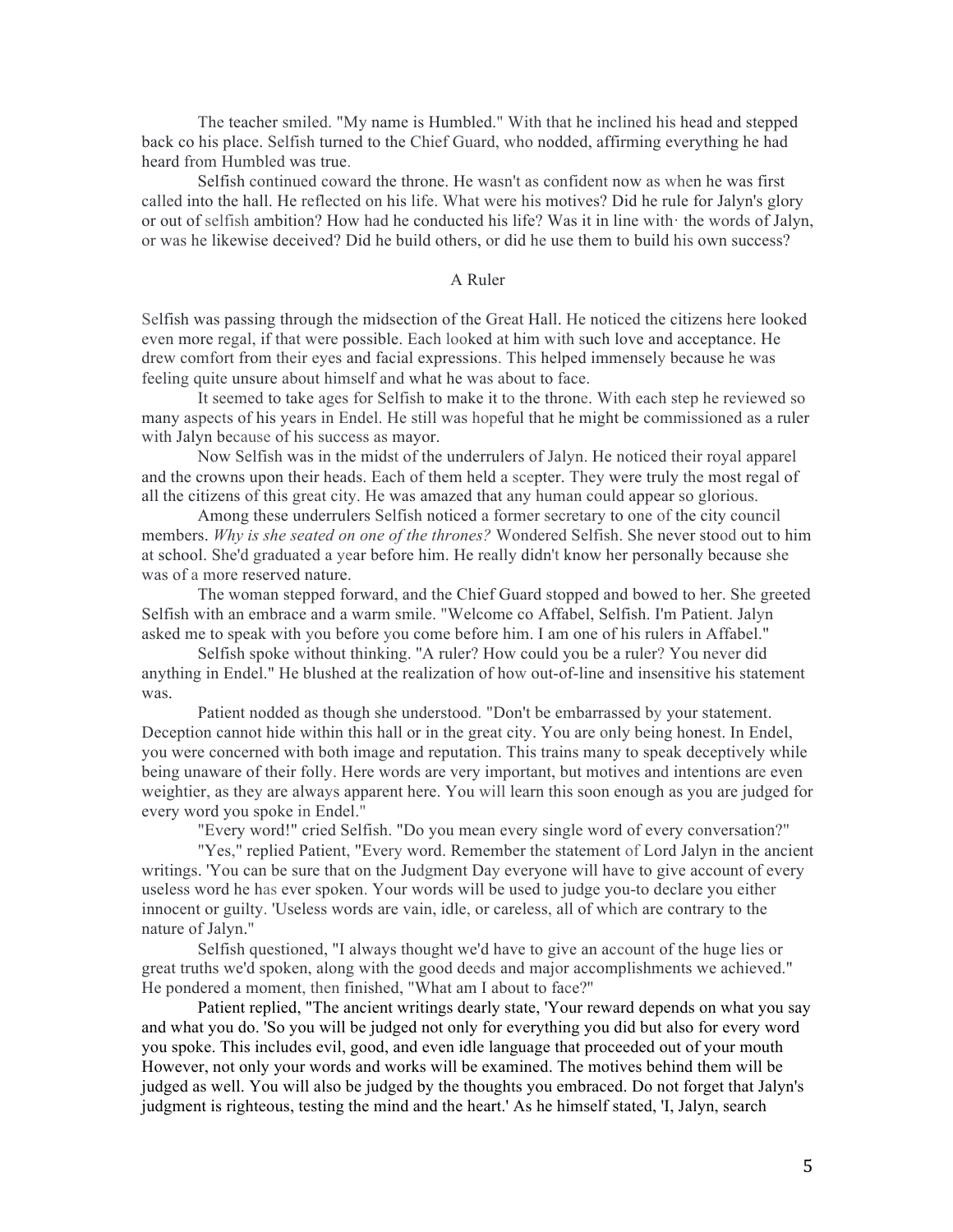The teacher smiled. "My name is Humbled." With that he inclined his head and stepped back co his place. Selfish turned to the Chief Guard, who nodded, affirming everything he had heard from Humbled was true.

Selfish continued coward the throne. He wasn't as confident now as when he was first called into the hall. He reflected on his life. What were his motives? Did he rule for Jalyn's glory or out of selfish ambition? How had he conducted his life? Was it in line with· the words of Jalyn, or was he likewise deceived? Did he build others, or did he use them to build his own success?

## A Ruler

Selfish was passing through the midsection of the Great Hall. He noticed the citizens here looked even more regal, if that were possible. Each looked at him with such love and acceptance. He drew comfort from their eyes and facial expressions. This helped immensely because he was feeling quite unsure about himself and what he was about to face.

It seemed to take ages for Selfish to make it to the throne. With each step he reviewed so many aspects of his years in Endel. He still was hopeful that he might be commissioned as a ruler with Jalyn because of his success as mayor.

Now Selfish was in the midst of the underrulers of Jalyn. He noticed their royal apparel and the crowns upon their heads. Each of them held a scepter. They were truly the most regal of all the citizens of this great city. He was amazed that any human could appear so glorious.

Among these underrulers Selfish noticed a former secretary to one of the city council members. *Why is she seated on one of the thrones?* Wondered Selfish. She never stood out to him at school. She'd graduated a year before him. He really didn't know her personally because she was of a more reserved nature.

The woman stepped forward, and the Chief Guard stopped and bowed to her. She greeted Selfish with an embrace and a warm smile. "Welcome co Affabel, Selfish. I'm Patient. Jalyn asked me to speak with you before you come before him. I am one of his rulers in Affabel."

Selfish spoke without thinking. "A ruler? How could you be a ruler? You never did anything in Endel." He blushed at the realization of how out-of-line and insensitive his statement was.

Patient nodded as though she understood. "Don't be embarrassed by your statement. Deception cannot hide within this hall or in the great city. You are only being honest. In Endel, you were concerned with both image and reputation. This trains many to speak deceptively while being unaware of their folly. Here words are very important, but motives and intentions are even weightier, as they are always apparent here. You will learn this soon enough as you are judged for every word you spoke in Endel."

"Every word!" cried Selfish. "Do you mean every single word of every conversation?"

"Yes," replied Patient, "Every word. Remember the statement of Lord Jalyn in the ancient writings. 'You can be sure that on the Judgment Day everyone will have to give account of every useless word he has ever spoken. Your words will be used to judge you-to declare you either innocent or guilty. 'Useless words are vain, idle, or careless, all of which are contrary to the nature of Jalyn."

Selfish questioned, "I always thought we'd have to give an account of the huge lies or great truths we'd spoken, along with the good deeds and major accomplishments we achieved." He pondered a moment, then finished, "What am I about to face?"

Patient replied, "The ancient writings dearly state, 'Your reward depends on what you say and what you do. 'So you will be judged not only for everything you did but also for every word you spoke. This includes evil, good, and even idle language that proceeded out of your mouth However, not only your words and works will be examined. The motives behind them will be judged as well. You will also be judged by the thoughts you embraced. Do not forget that Jalyn's judgment is righteous, testing the mind and the heart.' As he himself stated, 'I, Jalyn, search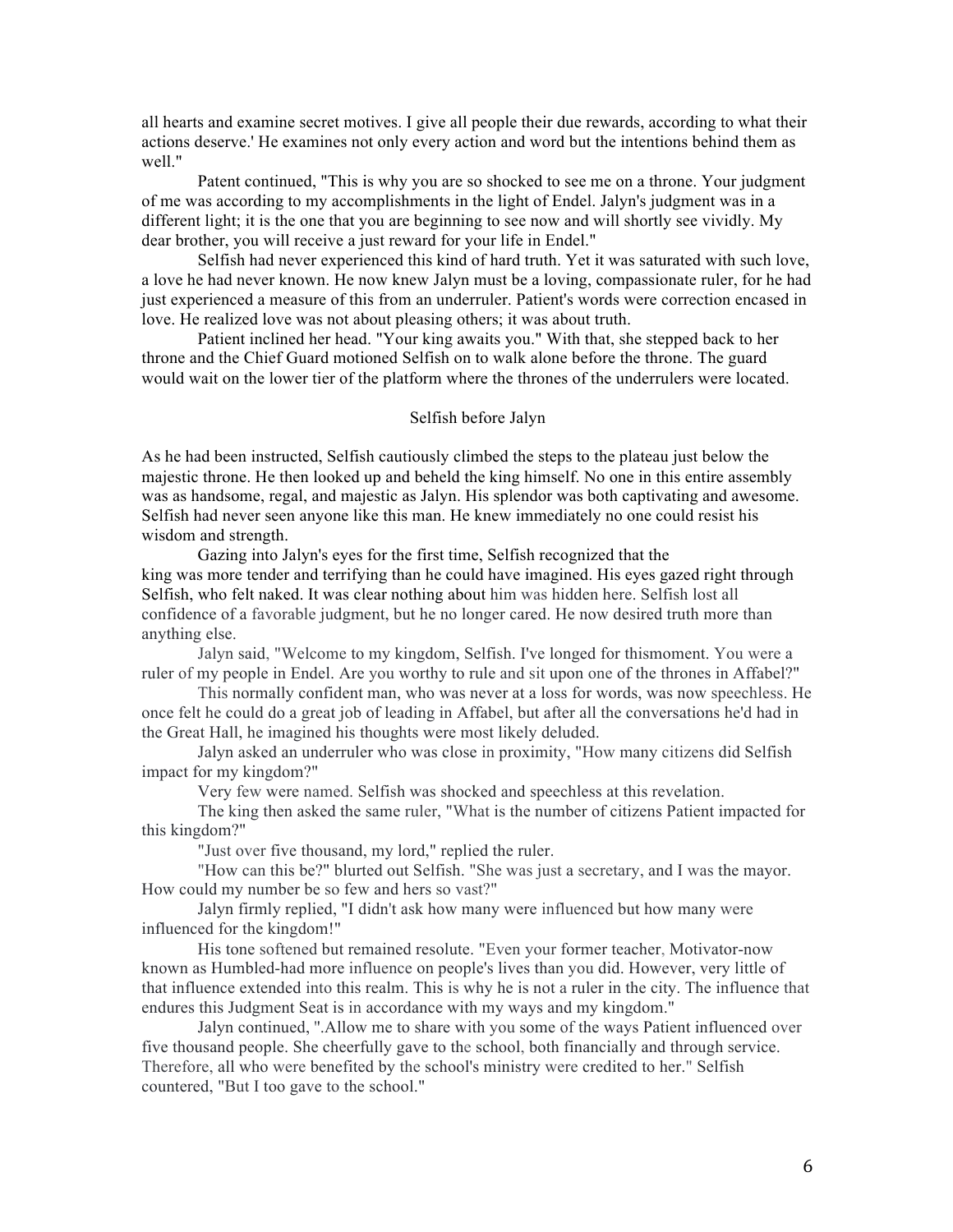all hearts and examine secret motives. I give all people their due rewards, according to what their actions deserve.' He examines not only every action and word but the intentions behind them as well."

Patent continued, "This is why you are so shocked to see me on a throne. Your judgment of me was according to my accomplishments in the light of Endel. Jalyn's judgment was in a different light; it is the one that you are beginning to see now and will shortly see vividly. My dear brother, you will receive a just reward for your life in Endel."

Selfish had never experienced this kind of hard truth. Yet it was saturated with such love, a love he had never known. He now knew Jalyn must be a loving, compassionate ruler, for he had just experienced a measure of this from an underruler. Patient's words were correction encased in love. He realized love was not about pleasing others; it was about truth.

Patient inclined her head. "Your king awaits you." With that, she stepped back to her throne and the Chief Guard motioned Selfish on to walk alone before the throne. The guard would wait on the lower tier of the platform where the thrones of the underrulers were located.

## Selfish before Jalyn

As he had been instructed, Selfish cautiously climbed the steps to the plateau just below the majestic throne. He then looked up and beheld the king himself. No one in this entire assembly was as handsome, regal, and majestic as Jalyn. His splendor was both captivating and awesome. Selfish had never seen anyone like this man. He knew immediately no one could resist his wisdom and strength.

Gazing into Jalyn's eyes for the first time, Selfish recognized that the king was more tender and terrifying than he could have imagined. His eyes gazed right through Selfish, who felt naked. It was clear nothing about him was hidden here. Selfish lost all confidence of a favorable judgment, but he no longer cared. He now desired truth more than anything else.

Jalyn said, "Welcome to my kingdom, Selfish. I've longed for thismoment. You were a ruler of my people in Endel. Are you worthy to rule and sit upon one of the thrones in Affabel?"

This normally confident man, who was never at a loss for words, was now speechless. He once felt he could do a great job of leading in Affabel, but after all the conversations he'd had in the Great Hall, he imagined his thoughts were most likely deluded.

Jalyn asked an underruler who was close in proximity, "How many citizens did Selfish impact for my kingdom?"

Very few were named. Selfish was shocked and speechless at this revelation.

The king then asked the same ruler, "What is the number of citizens Patient impacted for this kingdom?"

"Just over five thousand, my lord," replied the ruler.

"How can this be?" blurted out Selfish. "She was just a secretary, and I was the mayor. How could my number be so few and hers so vast?"

Jalyn firmly replied, "I didn't ask how many were influenced but how many were influenced for the kingdom!"

His tone softened but remained resolute. "Even your former teacher, Motivator-now known as Humbled-had more influence on people's lives than you did. However, very little of that influence extended into this realm. This is why he is not a ruler in the city. The influence that endures this Judgment Seat is in accordance with my ways and my kingdom."

Jalyn continued, ".Allow me to share with you some of the ways Patient influenced over five thousand people. She cheerfully gave to the school, both financially and through service. Therefore, all who were benefited by the school's ministry were credited to her." Selfish countered, "But I too gave to the school."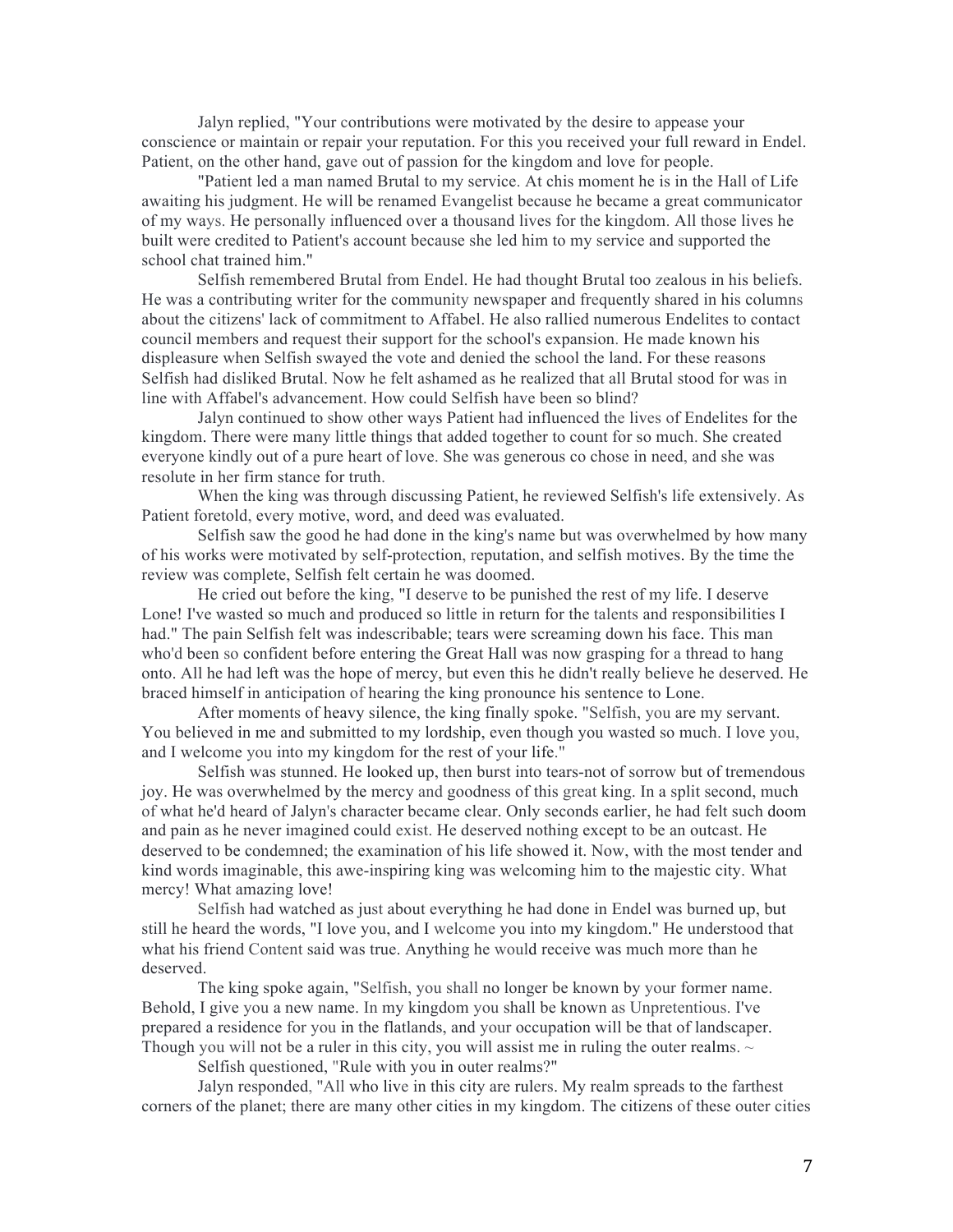Jalyn replied, "Your contributions were motivated by the desire to appease your conscience or maintain or repair your reputation. For this you received your full reward in Endel. Patient, on the other hand, gave out of passion for the kingdom and love for people.

"Patient led a man named Brutal to my service. At chis moment he is in the Hall of Life awaiting his judgment. He will be renamed Evangelist because he became a great communicator of my ways. He personally influenced over a thousand lives for the kingdom. All those lives he built were credited to Patient's account because she led him to my service and supported the school chat trained him."

Selfish remembered Brutal from Endel. He had thought Brutal too zealous in his beliefs. He was a contributing writer for the community newspaper and frequently shared in his columns about the citizens' lack of commitment to Affabel. He also rallied numerous Endelites to contact council members and request their support for the school's expansion. He made known his displeasure when Selfish swayed the vote and denied the school the land. For these reasons Selfish had disliked Brutal. Now he felt ashamed as he realized that all Brutal stood for was in line with Affabel's advancement. How could Selfish have been so blind?

Jalyn continued to show other ways Patient had influenced the lives of Endelites for the kingdom. There were many little things that added together to count for so much. She created everyone kindly out of a pure heart of love. She was generous co chose in need, and she was resolute in her firm stance for truth.

When the king was through discussing Patient, he reviewed Selfish's life extensively. As Patient foretold, every motive, word, and deed was evaluated.

Selfish saw the good he had done in the king's name but was overwhelmed by how many of his works were motivated by self-protection, reputation, and selfish motives. By the time the review was complete, Selfish felt certain he was doomed.

He cried out before the king, "I deserve to be punished the rest of my life. I deserve Lone! I've wasted so much and produced so little in return for the talents and responsibilities I had." The pain Selfish felt was indescribable; tears were screaming down his face. This man who'd been so confident before entering the Great Hall was now grasping for a thread to hang onto. All he had left was the hope of mercy, but even this he didn't really believe he deserved. He braced himself in anticipation of hearing the king pronounce his sentence to Lone.

After moments of heavy silence, the king finally spoke. "Selfish, you are my servant. You believed in me and submitted to my lordship, even though you wasted so much. I love you, and I welcome you into my kingdom for the rest of your life."

Selfish was stunned. He looked up, then burst into tears-not of sorrow but of tremendous joy. He was overwhelmed by the mercy and goodness of this great king. In a split second, much of what he'd heard of Jalyn's character became clear. Only seconds earlier, he had felt such doom and pain as he never imagined could exist. He deserved nothing except to be an outcast. He deserved to be condemned; the examination of his life showed it. Now, with the most tender and kind words imaginable, this awe-inspiring king was welcoming him to the majestic city. What mercy! What amazing love!

Selfish had watched as just about everything he had done in Endel was burned up, but still he heard the words, "I love you, and I welcome you into my kingdom." He understood that what his friend Content said was true. Anything he would receive was much more than he deserved.

The king spoke again, "Selfish, you shall no longer be known by your former name. Behold, I give you a new name. In my kingdom you shall be known as Unpretentious. I've prepared a residence for you in the flatlands, and your occupation will be that of landscaper. Though you will not be a ruler in this city, you will assist me in ruling the outer realms. ~

Selfish questioned, "Rule with you in outer realms?"

Jalyn responded, "All who live in this city are rulers. My realm spreads to the farthest corners of the planet; there are many other cities in my kingdom. The citizens of these outer cities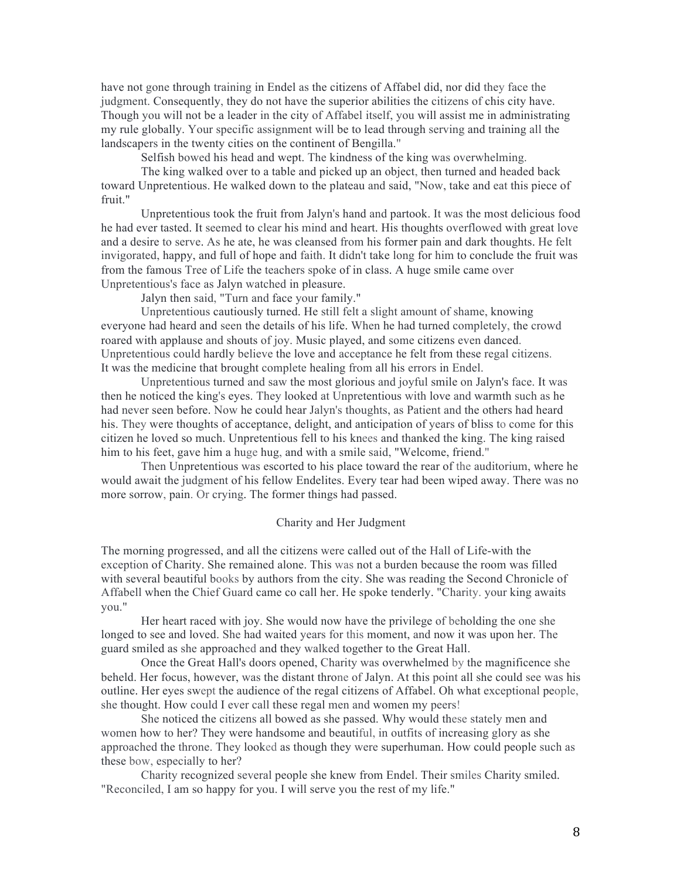have not gone through training in Endel as the citizens of Affabel did, nor did they face the judgment. Consequently, they do not have the superior abilities the citizens of chis city have. Though you will not be a leader in the city of Affabel itself, you will assist me in administrating my rule globally. Your specific assignment will be to lead through serving and training all the landscapers in the twenty cities on the continent of Bengilla."

Selfish bowed his head and wept. The kindness of the king was overwhelming.

The king walked over to a table and picked up an object, then turned and headed back toward Unpretentious. He walked down to the plateau and said, "Now, take and eat this piece of fruit."

Unpretentious took the fruit from Jalyn's hand and partook. It was the most delicious food he had ever tasted. It seemed to clear his mind and heart. His thoughts overflowed with great love and a desire to serve. As he ate, he was cleansed from his former pain and dark thoughts. He felt invigorated, happy, and full of hope and faith. It didn't take long for him to conclude the fruit was from the famous Tree of Life the teachers spoke of in class. A huge smile came over Unpretentious's face as Jalyn watched in pleasure.

Jalyn then said, "Turn and face your family."

Unpretentious cautiously turned. He still felt a slight amount of shame, knowing everyone had heard and seen the details of his life. When he had turned completely, the crowd roared with applause and shouts of joy. Music played, and some citizens even danced. Unpretentious could hardly believe the love and acceptance he felt from these regal citizens. It was the medicine that brought complete healing from all his errors in Endel.

Unpretentious turned and saw the most glorious and joyful smile on Jalyn's face. It was then he noticed the king's eyes. They looked at Unpretentious with love and warmth such as he had never seen before. Now he could hear Jalyn's thoughts, as Patient and the others had heard his. They were thoughts of acceptance, delight, and anticipation of years of bliss to come for this citizen he loved so much. Unpretentious fell to his knees and thanked the king. The king raised him to his feet, gave him a huge hug, and with a smile said, "Welcome, friend."

Then Unpretentious was escorted to his place toward the rear of the auditorium, where he would await the judgment of his fellow Endelites. Every tear had been wiped away. There was no more sorrow, pain. Or crying. The former things had passed.

## Charity and Her Judgment

The morning progressed, and all the citizens were called out of the Hall of Life-with the exception of Charity. She remained alone. This was not a burden because the room was filled with several beautiful books by authors from the city. She was reading the Second Chronicle of Affabell when the Chief Guard came co call her. He spoke tenderly. "Charity. your king awaits you."

Her heart raced with joy. She would now have the privilege of beholding the one she longed to see and loved. She had waited years for this moment, and now it was upon her. The guard smiled as she approached and they walked together to the Great Hall.

Once the Great Hall's doors opened, Charity was overwhelmed by the magnificence she beheld. Her focus, however, was the distant throne of Jalyn. At this point all she could see was his outline. Her eyes swept the audience of the regal citizens of Affabel. Oh what exceptional people, she thought. How could I ever call these regal men and women my peers!

She noticed the citizens all bowed as she passed. Why would these stately men and women how to her? They were handsome and beautiful, in outfits of increasing glory as she approached the throne. They looked as though they were superhuman. How could people such as these bow, especially to her?

Charity recognized several people she knew from Endel. Their smiles Charity smiled. "Reconciled, I am so happy for you. I will serve you the rest of my life."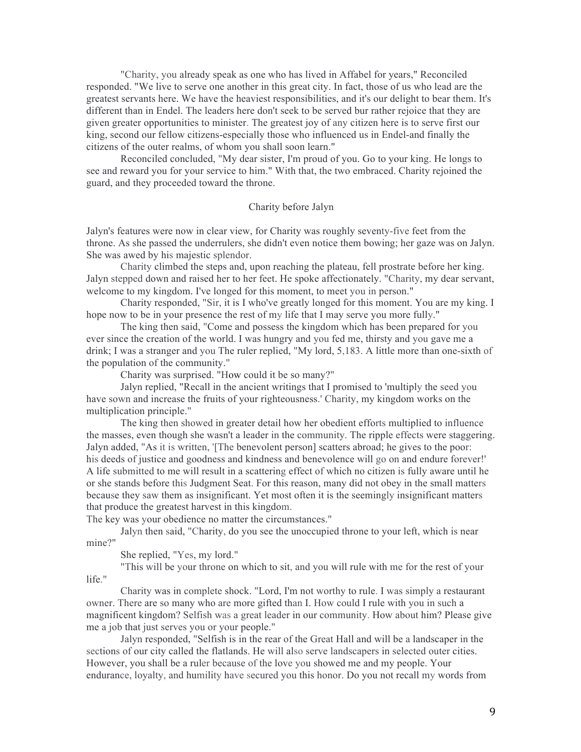"Charity, you already speak as one who has lived in Affabel for years," Reconciled responded. "We live to serve one another in this great city. In fact, those of us who lead are the greatest servants here. We have the heaviest responsibilities, and it's our delight to bear them. It's different than in Endel. The leaders here don't seek to be served bur rather rejoice that they are given greater opportunities to minister. The greatest joy of any citizen here is to serve first our king, second our fellow citizens-especially those who influenced us in Endel-and finally the citizens of the outer realms, of whom you shall soon learn."

Reconciled concluded, "My dear sister, I'm proud of you. Go to your king. He longs to see and reward you for your service to him." With that, the two embraced. Charity rejoined the guard, and they proceeded toward the throne.

## Charity before Jalyn

Jalyn's features were now in clear view, for Charity was roughly seventy-five feet from the throne. As she passed the underrulers, she didn't even notice them bowing; her gaze was on Jalyn. She was awed by his majestic splendor.

Charity climbed the steps and, upon reaching the plateau, fell prostrate before her king. Jalyn stepped down and raised her to her feet. He spoke affectionately. "Charity, my dear servant, welcome to my kingdom. I've longed for this moment, to meet you in person."

Charity responded, "Sir, it is I who've greatly longed for this moment. You are my king. I hope now to be in your presence the rest of my life that I may serve you more fully."

The king then said, "Come and possess the kingdom which has been prepared for you ever since the creation of the world. I was hungry and you fed me, thirsty and you gave me a drink; I was a stranger and you The ruler replied, "My lord, 5,183. A little more than one-sixth of the population of the community."

Charity was surprised. "How could it be so many?"

Jalyn replied, "Recall in the ancient writings that I promised to 'multiply the seed you have sown and increase the fruits of your righteousness.' Charity, my kingdom works on the multiplication principle."

The king then showed in greater detail how her obedient efforts multiplied to influence the masses, even though she wasn't a leader in the community. The ripple effects were staggering. Jalyn added, "As it is written, '[The benevolent person] scatters abroad; he gives to the poor: his deeds of justice and goodness and kindness and benevolence will go on and endure forever!' A life submitted to me will result in a scattering effect of which no citizen is fully aware until he or she stands before this Judgment Seat. For this reason, many did not obey in the small matters because they saw them as insignificant. Yet most often it is the seemingly insignificant matters that produce the greatest harvest in this kingdom.
The key was your obedience no matter the circumstances."

Jalyn then said, "Charity, do you see the unoccupied throne to your left, which is near mine?"

She replied, "Yes, my lord."

"This will be your throne on which to sit, and you will rule with me for the rest of your life."

Charity was in complete shock. "Lord, I'm not worthy to rule. I was simply a restaurant owner. There are so many who are more gifted than I. How could I rule with you in such a magnificent kingdom? Selfish was a great leader in our community. How about him? Please give me a job that just serves you or your people."

Jalyn responded, "Selfish is in the rear of the Great Hall and will be a landscaper in the sections of our city called the flatlands. He will also serve landscapers in selected outer cities. However, you shall be a ruler because of the love you showed me and my people. Your endurance, loyalty, and humility have secured you this honor. Do you not recall my words from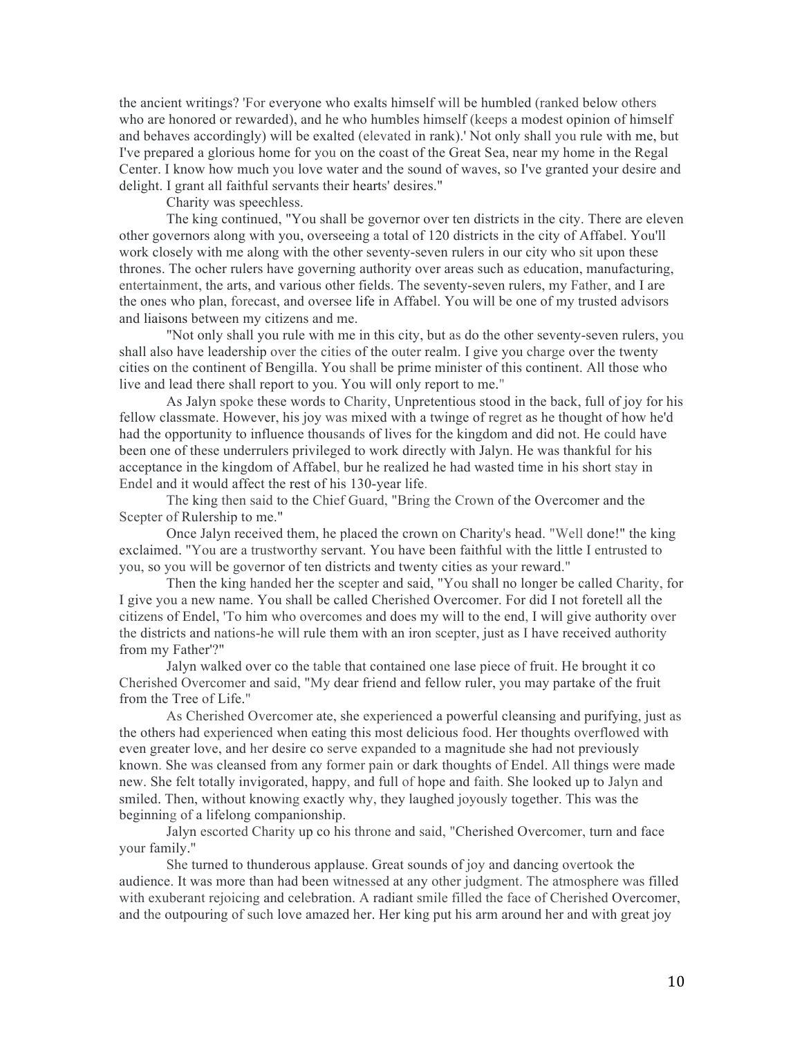the ancient writings? 'For everyone who exalts himself will be humbled (ranked below others who are honored or rewarded), and he who humbles himself (keeps a modest opinion of himself and behaves accordingly) will be exalted (elevated in rank).' Not only shall you rule with me, but I've prepared a glorious home for you on the coast of the Great Sea, near my home in the Regal Center. I know how much you love water and the sound of waves, so I've granted your desire and delight. I grant all faithful servants their hearts' desires."

Charity was speechless.

The king continued, "You shall be governor over ten districts in the city. There are eleven other governors along with you, overseeing a total of 120 districts in the city of Affabel. You'll work closely with me along with the other seventy-seven rulers in our city who sit upon these thrones. The ocher rulers have governing authority over areas such as education, manufacturing, entertainment, the arts, and various other fields. The seventy-seven rulers, my Father, and I are the ones who plan, forecast, and oversee life in Affabel. You will be one of my trusted advisors and liaisons between my citizens and me.

"Not only shall you rule with me in this city, but as do the other seventy-seven rulers, you shall also have leadership over the cities of the outer realm. I give you charge over the twenty cities on the continent of Bengilla. You shall be prime minister of this continent. All those who live and lead there shall report to you. You will only report to me."

As Jalyn spoke these words to Charity, Unpretentious stood in the back, full of joy for his fellow classmate. However, his joy was mixed with a twinge of regret as he thought of how he'd had the opportunity to influence thousands of lives for the kingdom and did not. He could have been one of these underrulers privileged to work directly with Jalyn. He was thankful for his acceptance in the kingdom of Affabel, bur he realized he had wasted time in his short stay in Endel and it would affect the rest of his 130-year life.

The king then said to the Chief Guard, "Bring the Crown of the Overcomer and the Scepter of Rulership to me."

Once Jalyn received them, he placed the crown on Charity's head. "Well done!" the king exclaimed. "You are a trustworthy servant. You have been faithful with the little I entrusted to you, so you will be governor of ten districts and twenty cities as your reward."

Then the king handed her the scepter and said, "You shall no longer be called Charity, for I give you a new name. You shall be called Cherished Overcomer. For did I not foretell all the citizens of Endel, 'To him who overcomes and does my will to the end, I will give authority over the districts and nations-he will rule them with an iron scepter, just as I have received authority from my Father'?"

Jalyn walked over co the table that contained one lase piece of fruit. He brought it co Cherished Overcomer and said, "My dear friend and fellow ruler, you may partake of the fruit from the Tree of Life."

As Cherished Overcomer ate, she experienced a powerful cleansing and purifying, just as the others had experienced when eating this most delicious food. Her thoughts overflowed with even greater love, and her desire co serve expanded to a magnitude she had not previously known. She was cleansed from any former pain or dark thoughts of Endel. All things were made new. She felt totally invigorated, happy, and full of hope and faith. She looked up to Jalyn and smiled. Then, without knowing exactly why, they laughed joyously together. This was the beginning of a lifelong companionship.

Jalyn escorted Charity up co his throne and said, "Cherished Overcomer, turn and face your family."

She turned to thunderous applause. Great sounds of joy and dancing overtook the audience. It was more than had been witnessed at any other judgment. The atmosphere was filled with exuberant rejoicing and celebration. A radiant smile filled the face of Cherished Overcomer, and the outpouring of such love amazed her. Her king put his arm around her and with great joy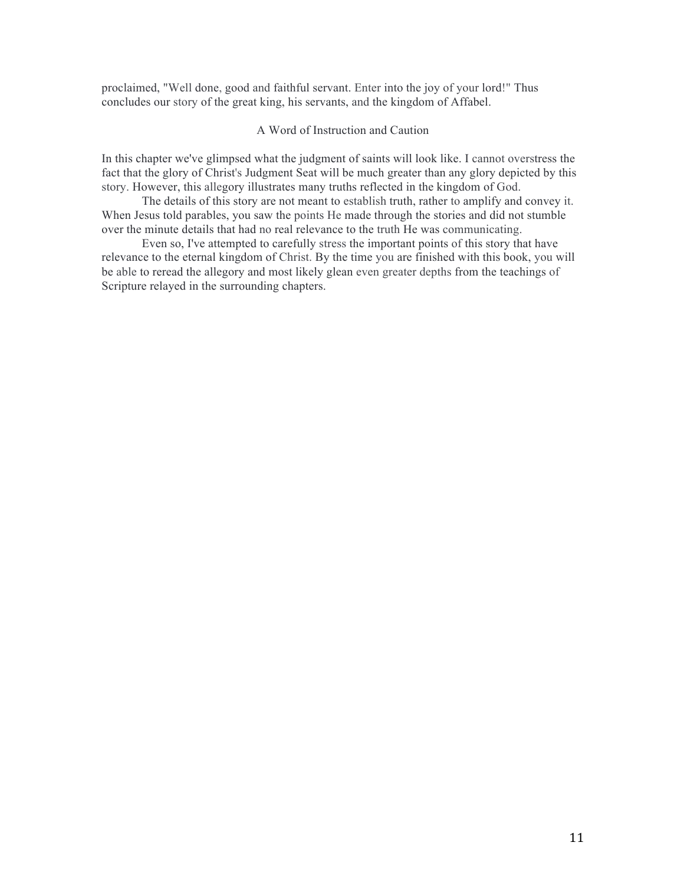proclaimed, "Well done, good and faithful servant. Enter into the joy of your lord!" Thus concludes our story of the great king, his servants, and the kingdom of Affabel.

## A Word of Instruction and Caution

In this chapter we've glimpsed what the judgment of saints will look like. I cannot overstress the fact that the glory of Christ's Judgment Seat will be much greater than any glory depicted by this story. However, this allegory illustrates many truths reflected in the kingdom of God.

The details of this story are not meant to establish truth, rather to amplify and convey it. When Jesus told parables, you saw the points He made through the stories and did not stumble over the minute details that had no real relevance to the truth He was communicating.

Even so, I've attempted to carefully stress the important points of this story that have relevance to the eternal kingdom of Christ. By the time you are finished with this book, you will be able to reread the allegory and most likely glean even greater depths from the teachings of Scripture relayed in the surrounding chapters.